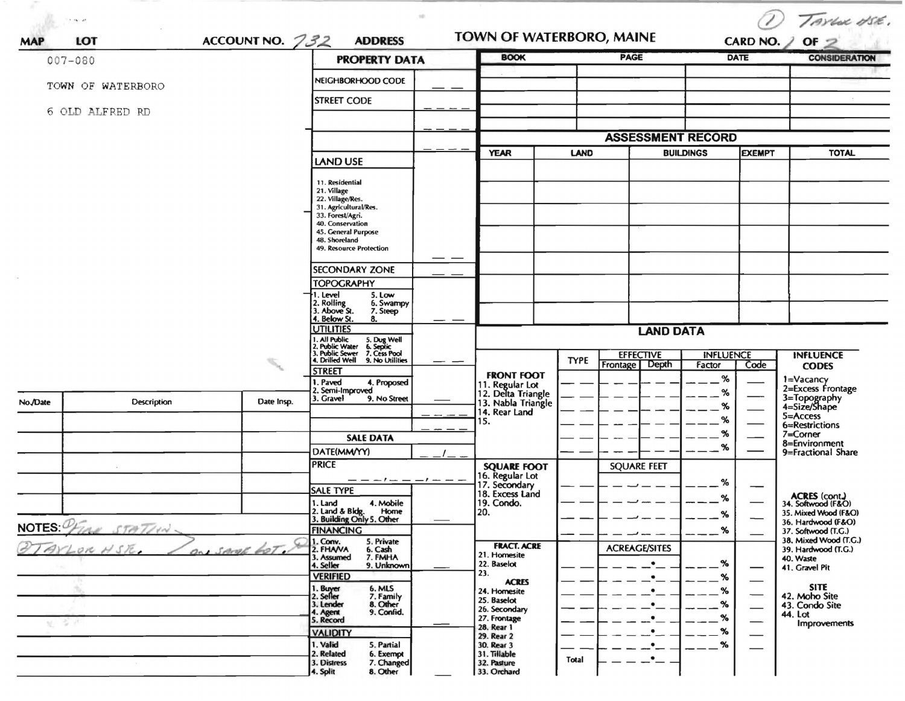① Taylor HSE.

**MAP** **LOT** 007-080 **ACCOUNT NO.** 732 **ADDRESS**

TOWN OF WATERBORO

6 OLD ALFRED RD

# TOWN OF WATERBORO, MAINE

**CARD NO.** 1 **OF** 2

## PROPERTY DATA

| | |
|---|---|
| NEIGHBORHOOD CODE | __ __ |
| STREET CODE | __ __ __ __ |
| | __ __ __ __ |
| | __ __ __ __ |

**LAND USE**

11. Residential
21. Village
22. Village/Res.
31. Agricultural/Res.
33. Forest/Agri.
40. Conservation
45. General Purpose
48. Shoreland
49. Resource Protection

__ __

**SECONDARY ZONE** __ __

**TOPOGRAPHY**

1. Level 5. Low
2. Rolling 6. Swampy
3. Above St. 7. Steep
4. Below St. 8.

__ __

**UTILITIES**

1. All Public 5. Dug Well
2. Public Water 6. Septic
3. Public Sewer 7. Cess Pool
4. Drilled Well 9. No Utilities

__ __

**STREET**

1. Paved 4. Proposed
2. Semi-Improved
3. Gravel 9. No Street

__

__ __ __ __

__ __ __ __

## SALE DATA

DATE(MM/YY) __ __/__ __

PRICE __ __ __/__ __ __/__ __ __

**SALE TYPE**

1. Land 4. Mobile Home
2. Land & Bldg. 5. Other
3. Building Only

**FINANCING**

1. Conv. 5. Private
2. FHA/VA 6. Cash
3. Assumed 7. FMHA
4. Seller 9. Unknown

**VERIFIED**

1. Buyer 6. MLS
2. Seller 7. Family
3. Lender 8. Other
4. Agent 9. Confid.
5. Record

**VALIDITY**

1. Valid 5. Partial
2. Related 6. Exempt
3. Distress 7. Changed
4. Split 8. Other

| BOOK | PAGE | DATE | CONSIDERATION |
|---|---|---|---|
| | | | |
| | | | |
| | | | |
| | | | |
| | | | |

## ASSESSMENT RECORD

| YEAR | LAND | BUILDINGS | EXEMPT | TOTAL |
|---|---|---|---|---|
| | | | | |
| | | | | |
| | | | | |
| | | | | |
| | | | | |
| | | | | |
| | | | | |

## LAND DATA

| | TYPE | EFFECTIVE Frontage | EFFECTIVE Depth | INFLUENCE Factor | INFLUENCE Code |
|---|---|---|---|---|---|
| **FRONT FOOT** 11. Regular Lot 12. Delta Triangle 13. Nabla Triangle 14. Rear Land 15. | | | | % | |
| | | | | % | |
| | | | | % | |
| | | | | % | |
| | | | | % | |
| | | | | % | |
| **SQUARE FOOT** 16. Regular Lot 17. Secondary 18. Excess Land 19. Condo. 20. | | SQUARE FEET | | % | |
| | | | | % | |
| | | | | % | |
| | | | | % | |
| **FRACT. ACRE** 21. Homesite 22. Baselot 23. **ACRES** 24. Homesite 25. Baselot 26. Secondary 27. Frontage 28. Rear 1 29. Rear 2 30. Rear 3 31. Tillable 32. Pasture 33. Orchard | | ACREAGE/SITES | | % | |
| | | | | % | |
| | | | | % | |
| | | | | % | |
| | | | | % | |
| | | | | % | |
| | | | | % | |
| | Total | | | | |

**INFLUENCE CODES**

1=Vacancy
2=Excess Frontage
3=Topography
4=Size/Shape
5=Access
6=Restrictions
7=Corner
8=Environment
9=Fractional Share

**ACRES (cont.)**

34. Softwood (F&O)
35. Mixed Wood (F&O)
36. Hardwood (F&O)
37. Softwood (T.G.)
38. Mixed Wood (T.G.)
39. Hardwood (T.G.)
40. Waste
41. Gravel Pit

**SITE**

42. Moho Site
43. Condo Site
44. Lot Improvements

| No./Date | Description | Date Insp. |
|---|---|---|
| | | |
| | | |
| | | |
| | | |
| | | |
| | | |

**NOTES:** ① Fire Station

② Taylor HSE. on same lot. ②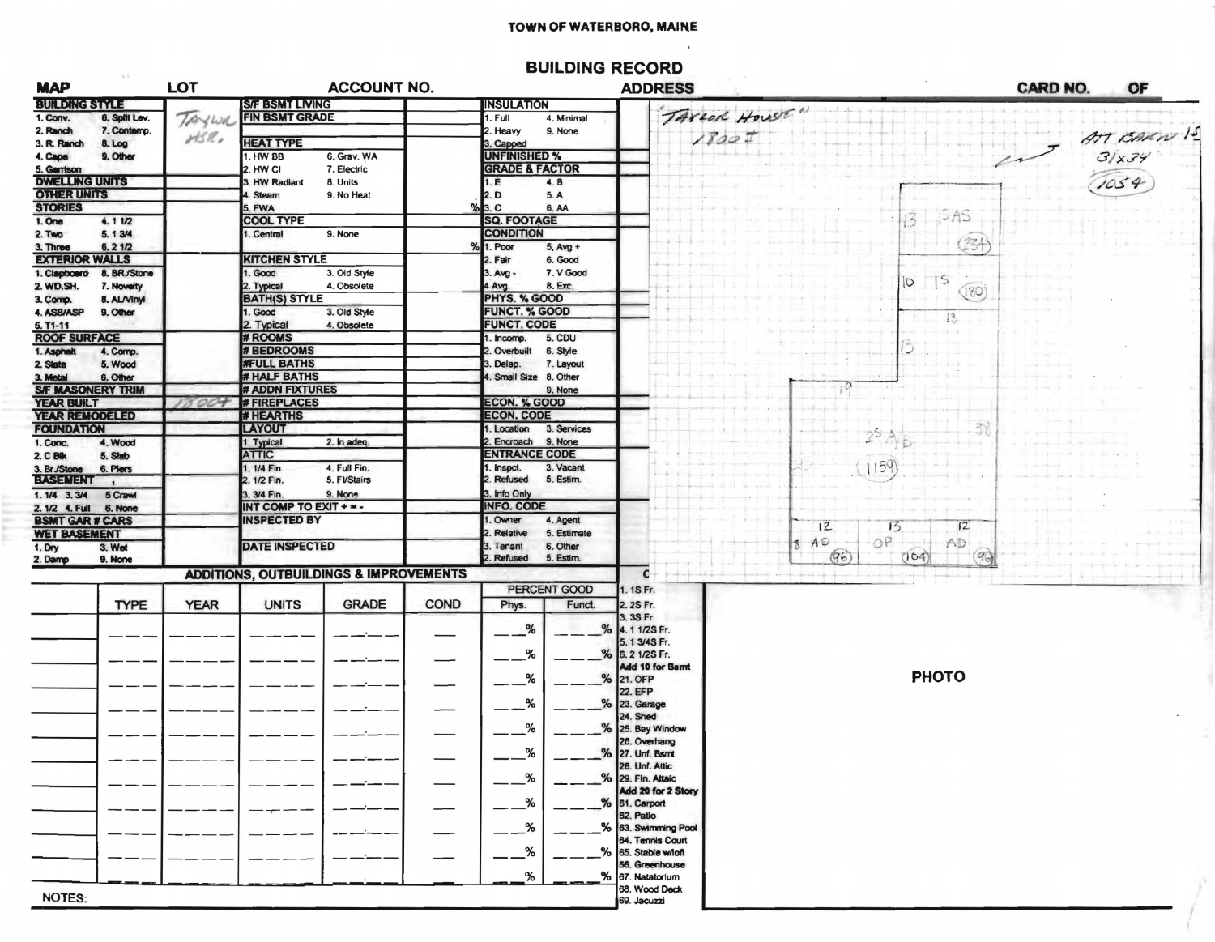TOWN OF WATERBORO, MAINE

# BUILDING RECORD

**MAP** | **LOT** | **ACCOUNT NO.** | **ADDRESS** | **CARD NO.** | **OF**

| | | | | | |
|---|---|---|---|---|---|
| **BUILDING STYLE** 1. Conv. 2. Ranch 3. R. Ranch 4. Cape 5. Garrison 6. Split Lev. 7. Contemp. 8. Log 9. Other | TAYLOR HSE. | **S/F BSMT LIVING** | | **INSULATION** 1. Full 2. Heavy 3. Capped 4. Minimal 9. None | |
| **DWELLING UNITS** | | **FIN BSMT GRADE** | | **UNFINISHED %** | |
| **OTHER UNITS** | | **HEAT TYPE** 1. HW BB 2. HW CI 3. HW Radiant 4. Steam 5. FWA 6. Grav. WA 7. Electric 8. Units 9. No Heat | % | **GRADE & FACTOR** 1. E 2. D 3. C 4. B 5. A 6. AA | |
| **STORIES** 1. One 2. Two 3. Three 4. 1 1/2 5. 1 3/4 6. 2 1/2 | | **COOL TYPE** 1. Central 9. None | % | **SQ. FOOTAGE** | |
| **EXTERIOR WALLS** 1. Clapboard 2. WD.SH. 3. Comp. 4. ASB/ASP 5. T1-11 6. BR./Stone 7. Novelty 8. AL/Vinyl 9. Other | | **KITCHEN STYLE** 1. Good 2. Typical 3. Old Style 4. Obsolete | | **CONDITION** 1. Poor 2. Fair 3. Avg - 4. Avg. 5. Avg + 6. Good 7. V Good 8. Exc. | |
| **ROOF SURFACE** 1. Asphalt 2. Slate 3. Metal 4. Comp. 5. Wood 6. Other | | **BATH(S) STYLE** 1. Good 2. Typical 3. Old Style 4. Obsolete | | **PHYS. % GOOD** | |
| **S/F MASONERY TRIM** | | **# ROOMS** | | **FUNCT. % GOOD** | |
| **YEAR BUILT** | 1800± | **# BEDROOMS** | | **FUNCT. CODE** 1. Incomp. 2. Overbuilt 3. Delap. 4. Small Size 5. CDU 6. Style 7. Layout 8. Other 9. None | |
| **YEAR REMODELED** | | **#FULL BATHS** | | | |
| **FOUNDATION** 1. Conc. 2. C Blk 3. Br./Stone 4. Wood 5. Slab 6. Piers | | **# HALF BATHS** | | | |
| **BASEMENT** 1. 1/4 2. 1/2 3. 3/4 4. Full 5 Crawl 6. None | | **# ADDN FIXTURES** | | | |
| **BSMT GAR # CARS** | | **# FIREPLACES** | | **ECON. % GOOD** | |
| **WET BASEMENT** 1. Dry 2. Damp 3. Wet 9. None | | **# HEARTHS** | | **ECON. CODE** 1. Location 2. Encroach 3. Services 9. None | |
| | | **LAYOUT** 1. Typical 2. In adeq. | | **ENTRANCE CODE** 1. Inspct. 2. Refused 3. Info Only 3. Vacant 5. Estim. | |
| | | **ATTIC** 1. 1/4 Fin 2. 1/2 Fin. 3. 3/4 Fin. 4. Full Fin. 5. Fl/Stairs 9. None | | | |
| | | **INT COMP TO EXIT + = -** | | **INFO. CODE** 1. Owner 2. Relative 3. Tenant 2. Refused 4. Agent 5. Estimate 6. Other 5. Estim. | |
| | | **INSPECTED BY** | | | |
| | | **DATE INSPECTED** | | | |

"TAYLOR HOUSE"
1800±

ATT BARN 1S
31x34
1054

13 | 1S AS | 234
10 | 1S | 180
13
15
19
25 A/B | 38 | 1159
12 | 15 | 12
8 AD | OP | AD
96 | 104 | 96

## ADDITIONS, OUTBUILDINGS & IMPROVEMENTS

| | TYPE | YEAR | UNITS | GRADE | COND | PERCENT GOOD Phys. | Funct. |
|---|---|---|---|---|---|---|---|
| | | | | | | % | % |
| | | | | | | % | % |
| | | | | | | % | % |
| | | | | | | % | % |
| | | | | | | % | % |
| | | | | | | % | % |
| | | | | | | % | % |
| | | | | | | % | % |
| | | | | | | % | % |
| | | | | | | % | % |
| | | | | | | % | % |

1. 1S Fr.
2. 2S Fr.
3. 3S Fr.
4. 1 1/2S Fr.
5. 1 3/4S Fr.
6. 2 1/2S Fr.
Add 10 for Bsmt
21. OFP
22. EFP
23. Garage
24. Shed
25. Bay Window
26. Overhang
27. Unf. Bsmt
28. Unf. Attic
29. Fin. Attaic
Add 20 for 2 Story
61. Carport
62. Patio
63. Swimming Pool
64. Tennis Court
65. Stable w/loft
66. Greenhouse
67. Natatorium
68. Wood Deck
69. Jacuzzi

PHOTO

NOTES: